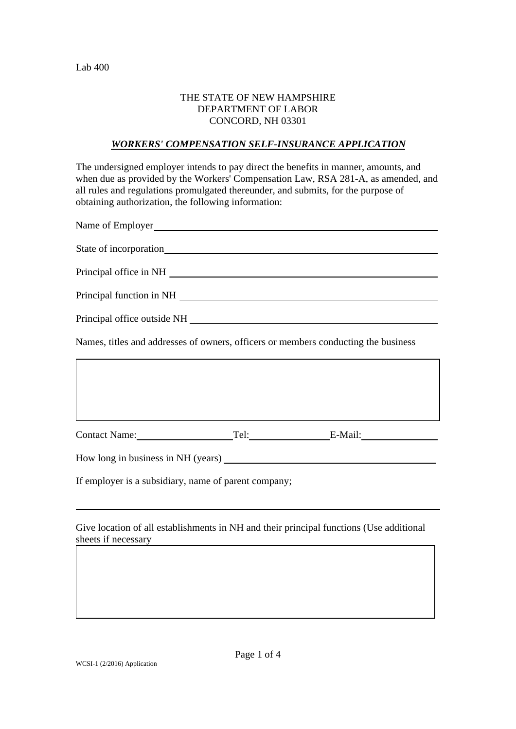Lab 400

THE STATE OF NEW HAMPSHIRE
DEPARTMENT OF LABOR
CONCORD, NH 03301

## ***WORKERS' COMPENSATION SELF-INSURANCE APPLICATION***

The undersigned employer intends to pay direct the benefits in manner, amounts, and when due as provided by the Workers' Compensation Law, RSA 281-A, as amended, and all rules and regulations promulgated thereunder, and submits, for the purpose of obtaining authorization, the following information:

Name of Employer ______________________________________________

State of incorporation ______________________________________________

Principal office in NH ______________________________________________

Principal function in NH ______________________________________________

Principal office outside NH ______________________________________________

Names, titles and addresses of owners, officers or members conducting the business

Contact Name: ____________________ Tel: ________________ E-Mail: ________________

How long in business in NH (years) ______________________________________________

If employer is a subsidiary, name of parent company;

______________________________________________

Give location of all establishments in NH and their principal functions (Use additional sheets if necessary

WCSI-1 (2/2016) Application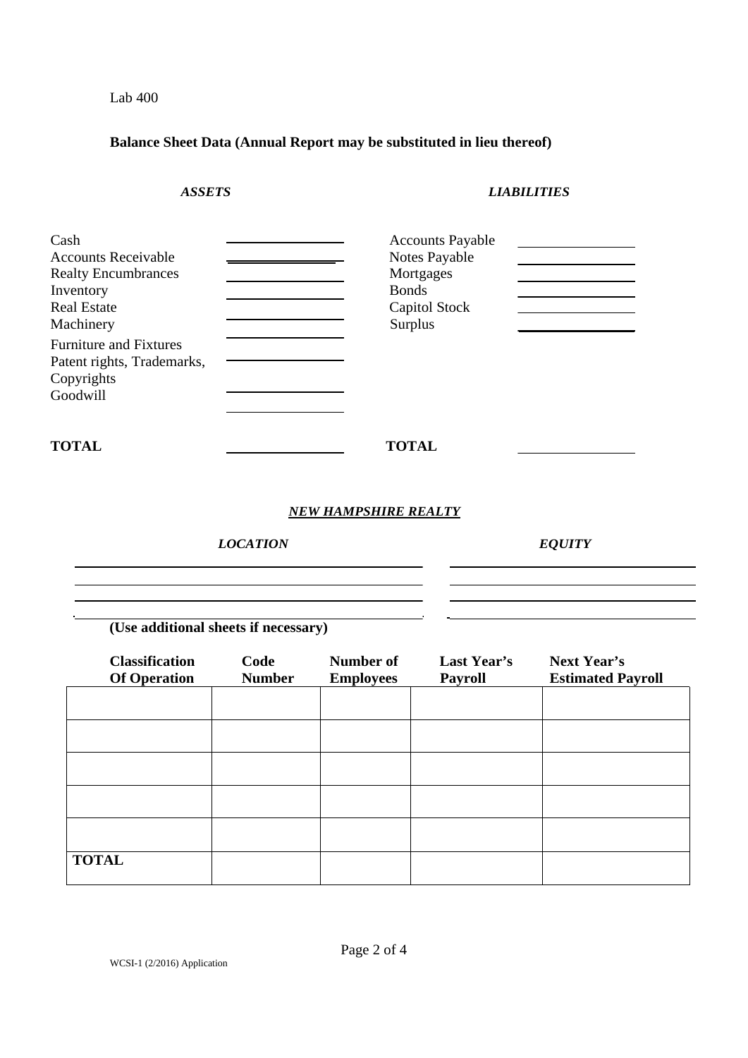Lab 400

**Balance Sheet Data (Annual Report may be substituted in lieu thereof)**

| ***ASSETS*** | | ***LIABILITIES*** | |
|---|---|---|---|
| Cash | | Accounts Payable | |
| Accounts Receivable | | Notes Payable | |
| Realty Encumbrances | | Mortgages | |
| Inventory | | Bonds | |
| Real Estate | | Capitol Stock | |
| Machinery | | Surplus | |
| Furniture and Fixtures | | | |
| Patent rights, Trademarks, Copyrights | | | |
| Goodwill | | | |
| **TOTAL** | | **TOTAL** | |

***NEW HAMPSHIRE REALTY***

| ***LOCATION*** | ***EQUITY*** |
|---|---|
| | |
| | |
| | |
| | |

**(Use additional sheets if necessary)**

| Classification Of Operation | Code Number | Number of Employees | Last Year's Payroll | Next Year's Estimated Payroll |
|---|---|---|---|---|
| | | | | |
| | | | | |
| | | | | |
| | | | | |
| | | | | |
| **TOTAL** | | | | |

WCSI-1 (2/2016) Application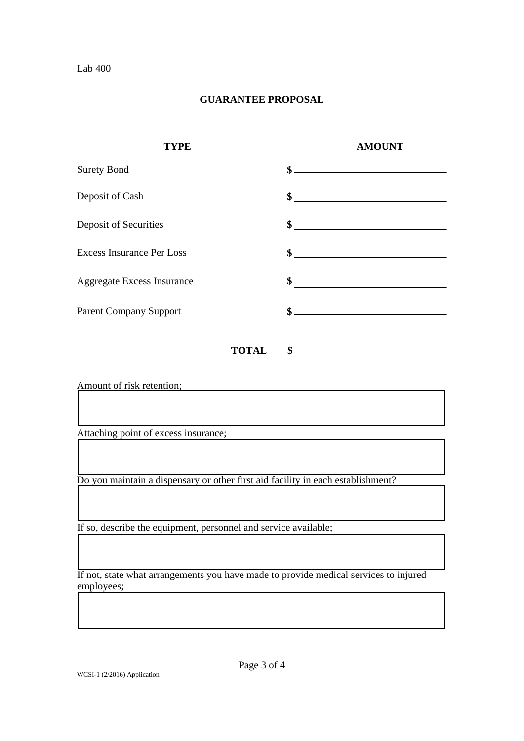Lab 400

## GUARANTEE PROPOSAL

| TYPE | AMOUNT |
|---|---|
| Surety Bond | $ ______________ |
| Deposit of Cash | $ ______________ |
| Deposit of Securities | $ ______________ |
| Excess Insurance Per Loss | $ ______________ |
| Aggregate Excess Insurance | $ ______________ |
| Parent Company Support | $ ______________ |
| **TOTAL** | $ ______________ |

Amount of risk retention;

Attaching point of excess insurance;

Do you maintain a dispensary or other first aid facility in each establishment?

If so, describe the equipment, personnel and service available;

If not, state what arrangements you have made to provide medical services to injured employees;

WCSI-1 (2/2016) Application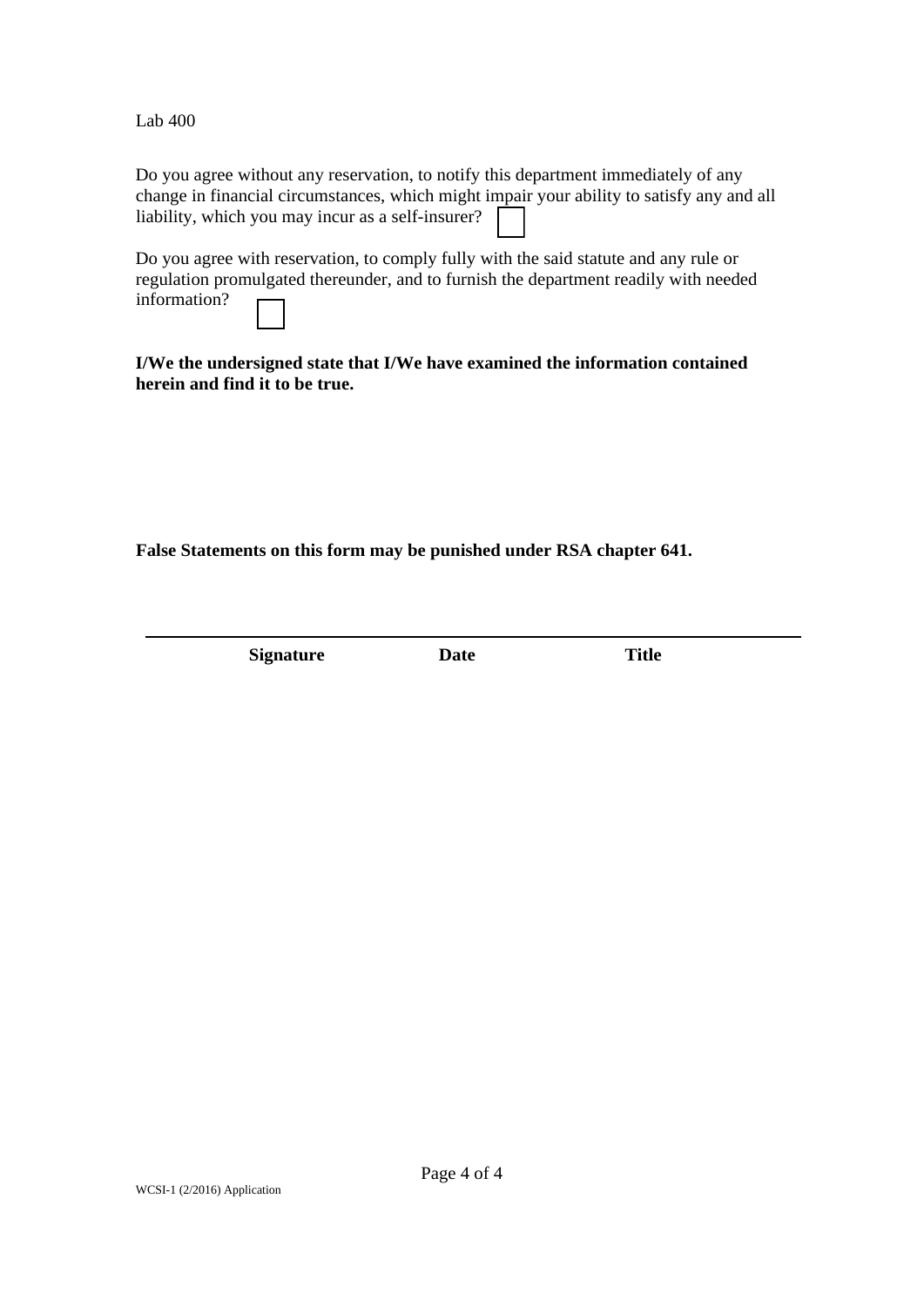Lab 400

Do you agree without any reservation, to notify this department immediately of any change in financial circumstances, which might impair your ability to satisfy any and all liability, which you may incur as a self-insurer? ☐

Do you agree with reservation, to comply fully with the said statute and any rule or regulation promulgated thereunder, and to furnish the department readily with needed information? ☐

**I/We the undersigned state that I/We have examined the information contained herein and find it to be true.**

**False Statements on this form may be punished under RSA chapter 641.**

______________________________________________

**Signature** **Date** **Title**

WCSI-1 (2/2016) Application